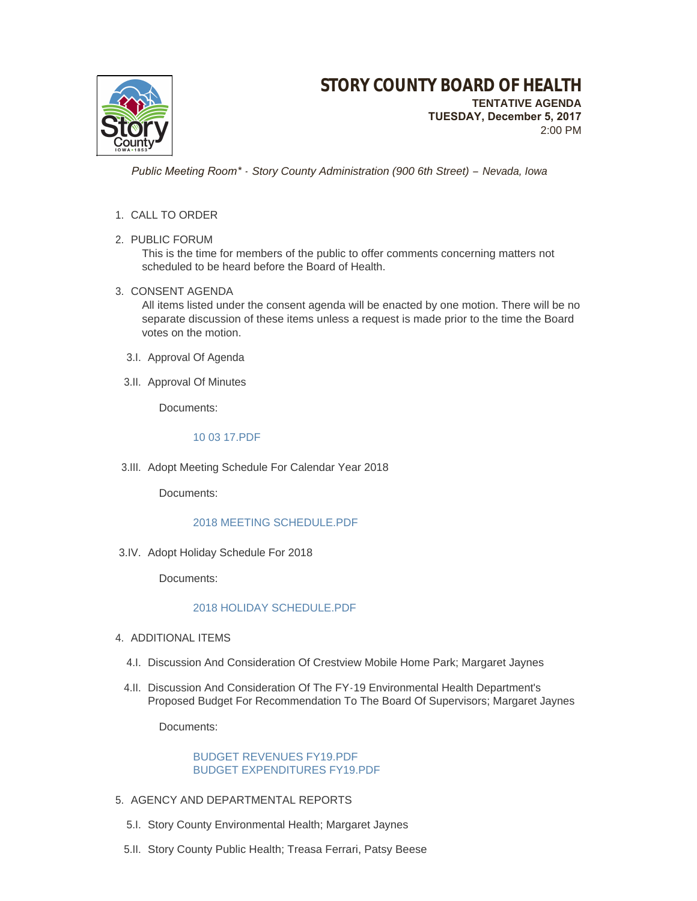# STORY COUNTY BOARD OF HEALTH

**TENTATIVE AGENDA**
**TUESDAY, December 5, 2017**
2:00 PM

*Public Meeting Room* - Story County Administration (900 6th Street) – Nevada, Iowa*

1. CALL TO ORDER

2. PUBLIC FORUM

   This is the time for members of the public to offer comments concerning matters not scheduled to be heard before the Board of Health.

3. CONSENT AGENDA

   All items listed under the consent agenda will be enacted by one motion. There will be no separate discussion of these items unless a request is made prior to the time the Board votes on the motion.

   3.I. Approval Of Agenda

   3.II. Approval Of Minutes

   Documents:

   10 03 17.PDF

   3.III. Adopt Meeting Schedule For Calendar Year 2018

   Documents:

   2018 MEETING SCHEDULE.PDF

   3.IV. Adopt Holiday Schedule For 2018

   Documents:

   2018 HOLIDAY SCHEDULE.PDF

4. ADDITIONAL ITEMS

   4.I. Discussion And Consideration Of Crestview Mobile Home Park; Margaret Jaynes

   4.II. Discussion And Consideration Of The FY-19 Environmental Health Department's Proposed Budget For Recommendation To The Board Of Supervisors; Margaret Jaynes

   Documents:

   BUDGET REVENUES FY19.PDF
   BUDGET EXPENDITURES FY19.PDF

5. AGENCY AND DEPARTMENTAL REPORTS

   5.I. Story County Environmental Health; Margaret Jaynes

   5.II. Story County Public Health; Treasa Ferrari, Patsy Beese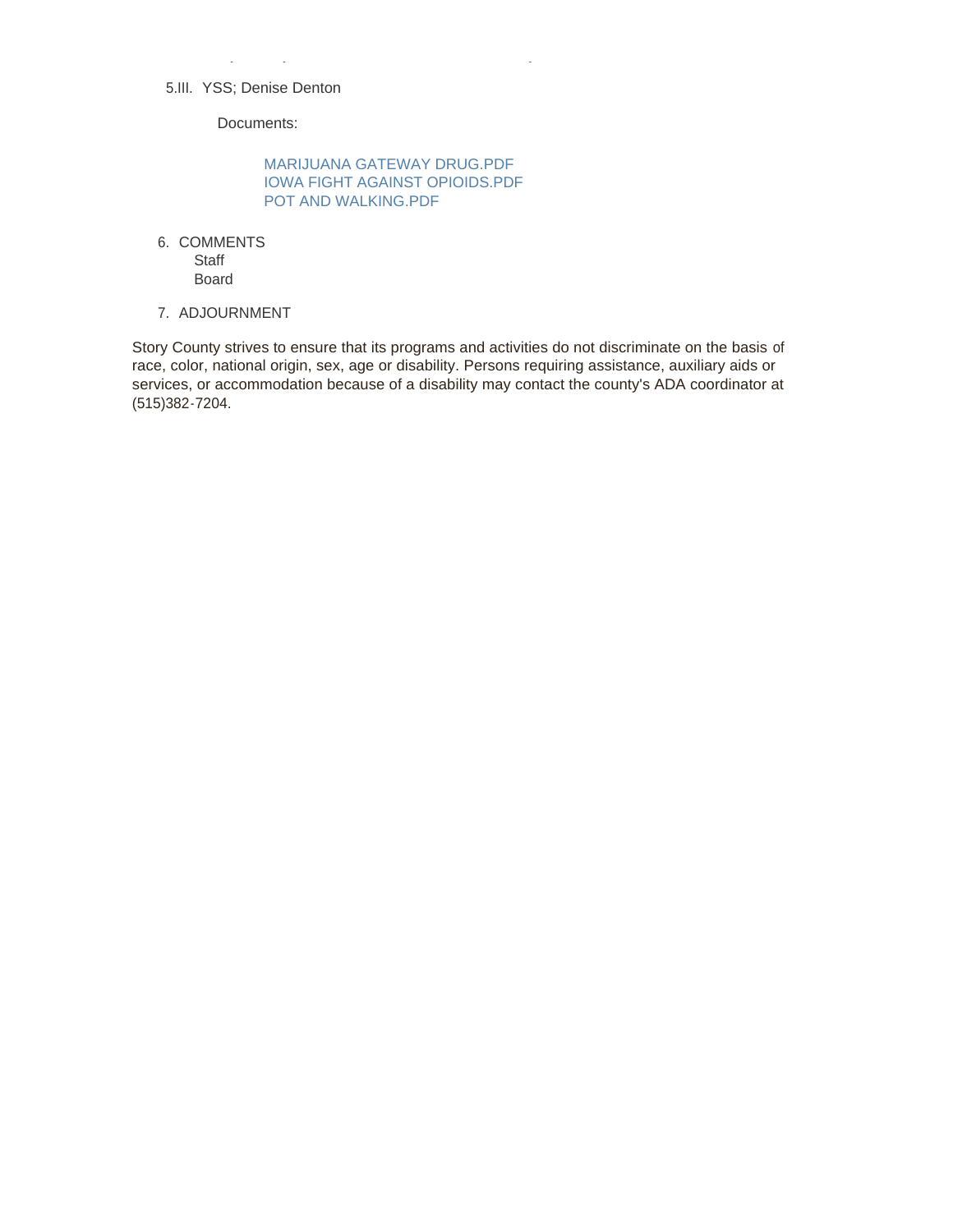5.III. YSS; Denise Denton

Documents:

MARIJUANA GATEWAY DRUG.PDF
IOWA FIGHT AGAINST OPIOIDS.PDF
POT AND WALKING.PDF

6. COMMENTS
   - Staff
   - Board

7. ADJOURNMENT

Story County strives to ensure that its programs and activities do not discriminate on the basis of race, color, national origin, sex, age or disability. Persons requiring assistance, auxiliary aids or services, or accommodation because of a disability may contact the county's ADA coordinator at (515)382-7204.